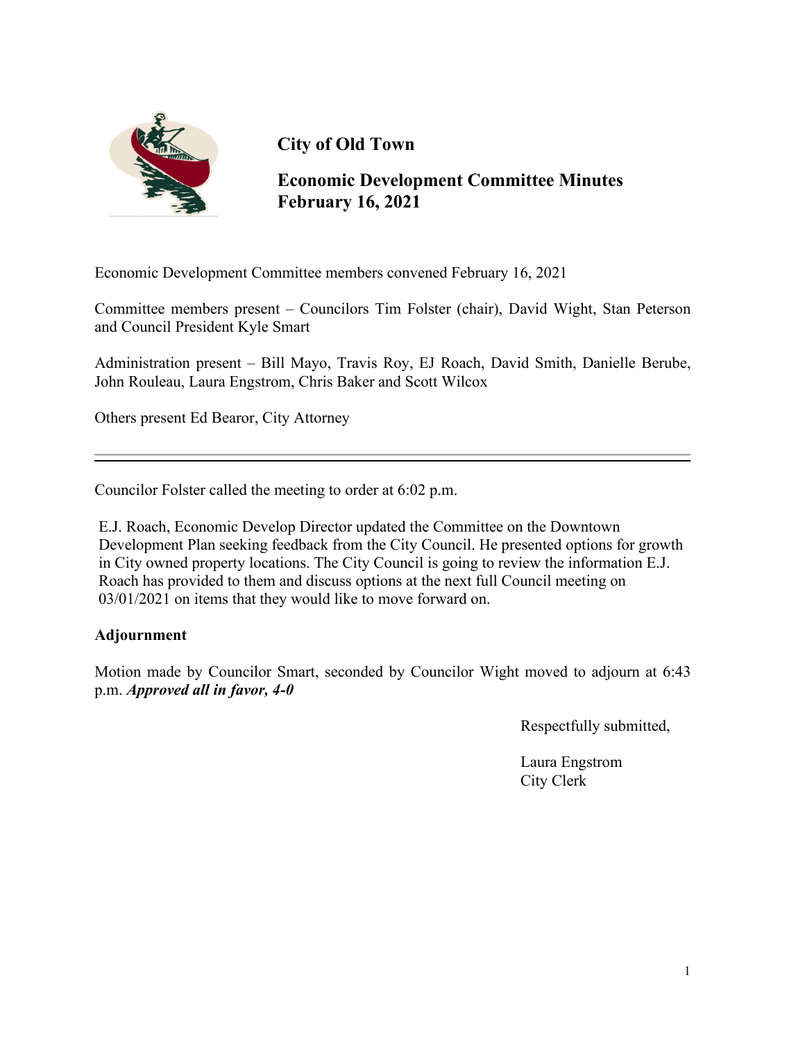# City of Old Town

## Economic Development Committee Minutes
## February 16, 2021

Economic Development Committee members convened February 16, 2021

Committee members present – Councilors Tim Folster (chair), David Wight, Stan Peterson and Council President Kyle Smart

Administration present – Bill Mayo, Travis Roy, EJ Roach, David Smith, Danielle Berube, John Rouleau, Laura Engstrom, Chris Baker and Scott Wilcox

Others present Ed Bearor, City Attorney

---

Councilor Folster called the meeting to order at 6:02 p.m.

E.J. Roach, Economic Develop Director updated the Committee on the Downtown Development Plan seeking feedback from the City Council. He presented options for growth in City owned property locations. The City Council is going to review the information E.J. Roach has provided to them and discuss options at the next full Council meeting on 03/01/2021 on items that they would like to move forward on.

**Adjournment**

Motion made by Councilor Smart, seconded by Councilor Wight moved to adjourn at 6:43 p.m. ***Approved all in favor, 4-0***

Respectfully submitted,

Laura Engstrom
City Clerk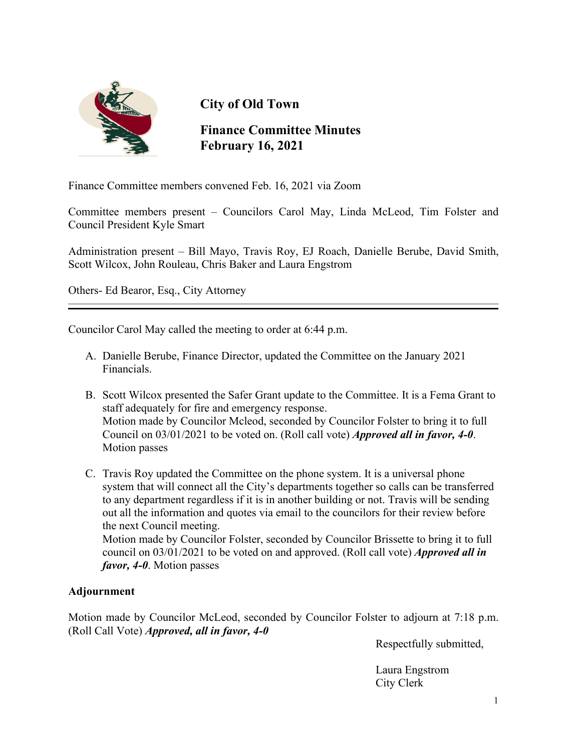# City of Old Town

## Finance Committee Minutes
## February 16, 2021

Finance Committee members convened Feb. 16, 2021 via Zoom

Committee members present – Councilors Carol May, Linda McLeod, Tim Folster and Council President Kyle Smart

Administration present – Bill Mayo, Travis Roy, EJ Roach, Danielle Berube, David Smith, Scott Wilcox, John Rouleau, Chris Baker and Laura Engstrom

Others- Ed Bearor, Esq., City Attorney

---

Councilor Carol May called the meeting to order at 6:44 p.m.

A. Danielle Berube, Finance Director, updated the Committee on the January 2021 Financials.

B. Scott Wilcox presented the Safer Grant update to the Committee. It is a Fema Grant to staff adequately for fire and emergency response.
   Motion made by Councilor Mcleod, seconded by Councilor Folster to bring it to full Council on 03/01/2021 to be voted on. (Roll call vote) ***Approved all in favor, 4-0***. Motion passes

C. Travis Roy updated the Committee on the phone system. It is a universal phone system that will connect all the City's departments together so calls can be transferred to any department regardless if it is in another building or not. Travis will be sending out all the information and quotes via email to the councilors for their review before the next Council meeting.
   Motion made by Councilor Folster, seconded by Councilor Brissette to bring it to full council on 03/01/2021 to be voted on and approved. (Roll call vote) ***Approved all in favor, 4-0***. Motion passes

**Adjournment**

Motion made by Councilor McLeod, seconded by Councilor Folster to adjourn at 7:18 p.m. (Roll Call Vote) ***Approved, all in favor, 4-0***

Respectfully submitted,

Laura Engstrom
City Clerk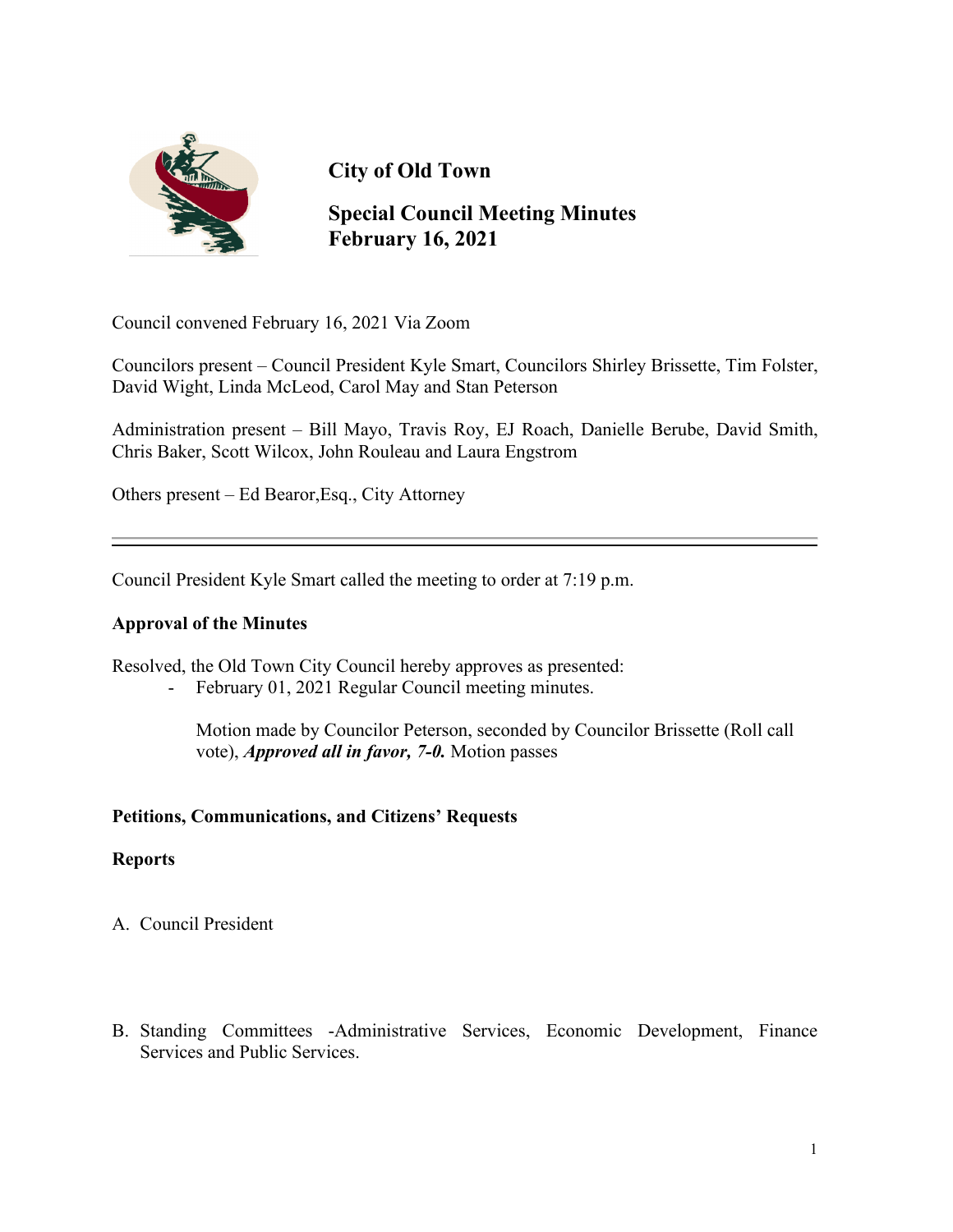# City of Old Town

## Special Council Meeting Minutes
## February 16, 2021

Council convened February 16, 2021 Via Zoom

Councilors present – Council President Kyle Smart, Councilors Shirley Brissette, Tim Folster, David Wight, Linda McLeod, Carol May and Stan Peterson

Administration present – Bill Mayo, Travis Roy, EJ Roach, Danielle Berube, David Smith, Chris Baker, Scott Wilcox, John Rouleau and Laura Engstrom

Others present – Ed Bearor,Esq., City Attorney

---

Council President Kyle Smart called the meeting to order at 7:19 p.m.

**Approval of the Minutes**

Resolved, the Old Town City Council hereby approves as presented:

- February 01, 2021 Regular Council meeting minutes.

  Motion made by Councilor Peterson, seconded by Councilor Brissette (Roll call vote), ***Approved all in favor, 7-0.*** Motion passes

**Petitions, Communications, and Citizens' Requests**

**Reports**

A. Council President

B. Standing Committees -Administrative Services, Economic Development, Finance Services and Public Services.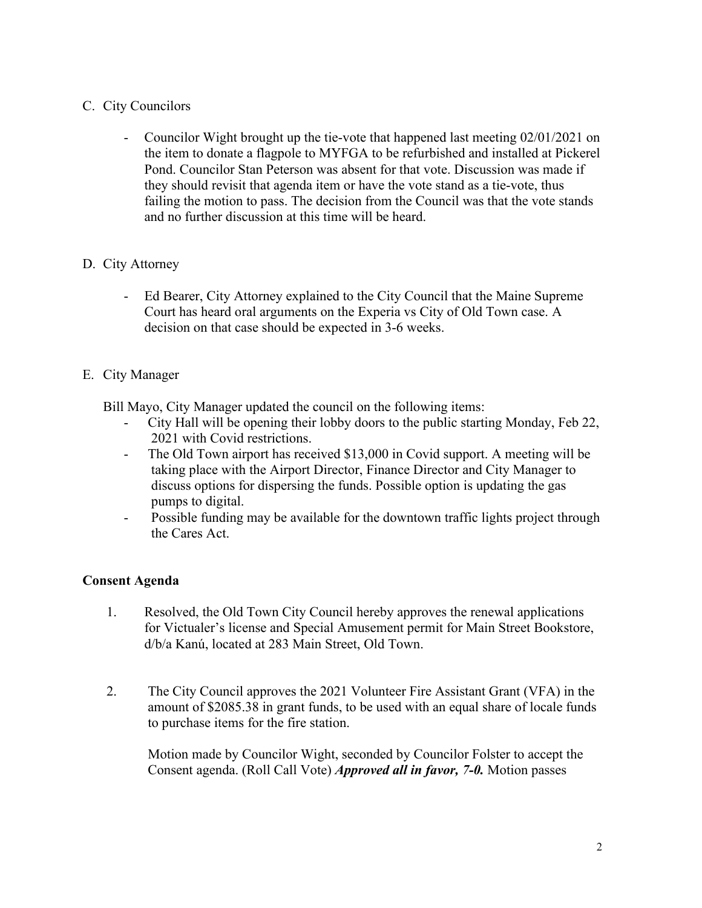C. City Councilors

- Councilor Wight brought up the tie-vote that happened last meeting 02/01/2021 on the item to donate a flagpole to MYFGA to be refurbished and installed at Pickerel Pond. Councilor Stan Peterson was absent for that vote. Discussion was made if they should revisit that agenda item or have the vote stand as a tie-vote, thus failing the motion to pass. The decision from the Council was that the vote stands and no further discussion at this time will be heard.

D. City Attorney

- Ed Bearer, City Attorney explained to the City Council that the Maine Supreme Court has heard oral arguments on the Experia vs City of Old Town case. A decision on that case should be expected in 3-6 weeks.

E. City Manager

Bill Mayo, City Manager updated the council on the following items:

- City Hall will be opening their lobby doors to the public starting Monday, Feb 22, 2021 with Covid restrictions.
- The Old Town airport has received $13,000 in Covid support. A meeting will be taking place with the Airport Director, Finance Director and City Manager to discuss options for dispersing the funds. Possible option is updating the gas pumps to digital.
- Possible funding may be available for the downtown traffic lights project through the Cares Act.

**Consent Agenda**

1. Resolved, the Old Town City Council hereby approves the renewal applications for Victualer's license and Special Amusement permit for Main Street Bookstore, d/b/a Kanú, located at 283 Main Street, Old Town.

2. The City Council approves the 2021 Volunteer Fire Assistant Grant (VFA) in the amount of $2085.38 in grant funds, to be used with an equal share of locale funds to purchase items for the fire station.

   Motion made by Councilor Wight, seconded by Councilor Folster to accept the Consent agenda. (Roll Call Vote) ***Approved all in favor, 7-0.*** Motion passes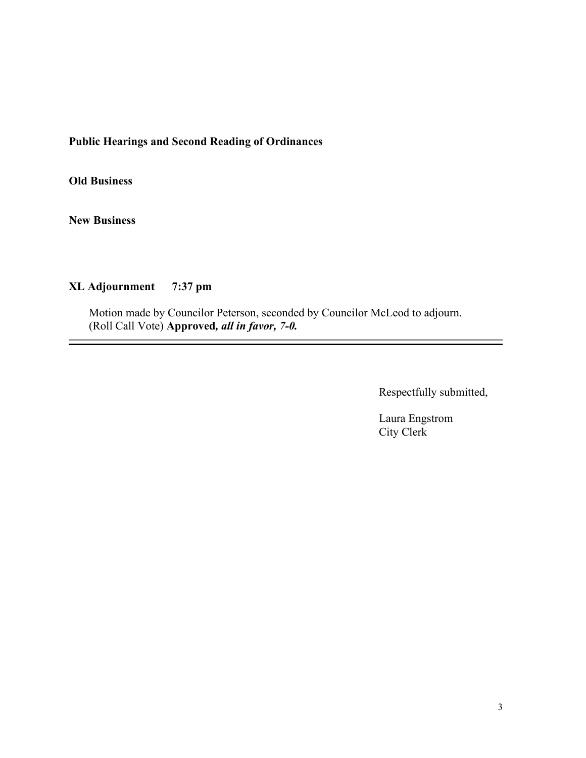**Public Hearings and Second Reading of Ordinances**

**Old Business**

**New Business**

**XL Adjournment 7:37 pm**

Motion made by Councilor Peterson, seconded by Councilor McLeod to adjourn. (Roll Call Vote) **Approved*, all in favor, 7-0.***

---

Respectfully submitted,

Laura Engstrom
City Clerk